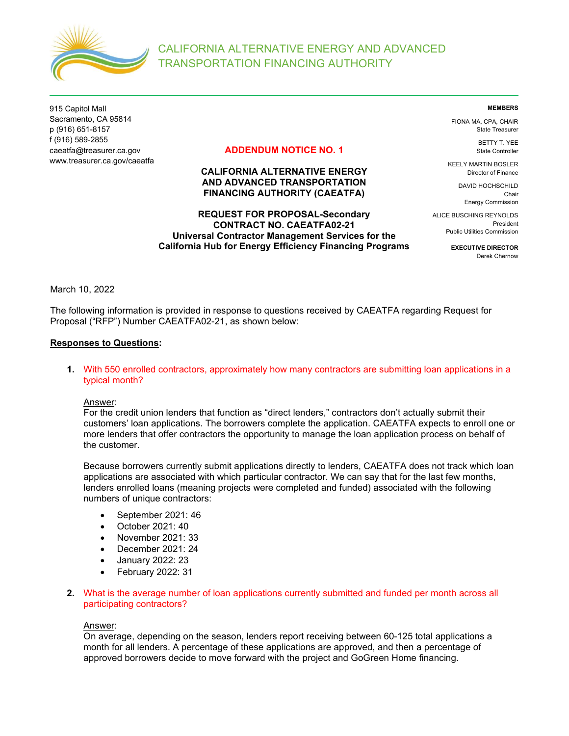# CALIFORNIA ALTERNATIVE ENERGY AND ADVANCED TRANSPORTATION FINANCING AUTHORITY

915 Capitol Mall
Sacramento, CA 95814
p (916) 651-8157
f (916) 589-2855
caeatfa@treasurer.ca.gov
www.treasurer.ca.gov/caeatfa

**MEMBERS**

FIONA MA, CPA, CHAIR
State Treasurer

BETTY T. YEE
State Controller

KEELY MARTIN BOSLER
Director of Finance

DAVID HOCHSCHILD
Chair
Energy Commission

ALICE BUSCHING REYNOLDS
President
Public Utilities Commission

**EXECUTIVE DIRECTOR**
Derek Chernow

## ADDENDUM NOTICE NO. 1

**CALIFORNIA ALTERNATIVE ENERGY AND ADVANCED TRANSPORTATION FINANCING AUTHORITY (CAEATFA)**

**REQUEST FOR PROPOSAL-Secondary**
**CONTRACT NO. CAEATFA02-21**
**Universal Contractor Management Services for the California Hub for Energy Efficiency Financing Programs**

March 10, 2022

The following information is provided in response to questions received by CAEATFA regarding Request for Proposal ("RFP") Number CAEATFA02-21, as shown below:

**<u>Responses to Questions</u>:**

1. With 550 enrolled contractors, approximately how many contractors are submitting loan applications in a typical month?

   <u>Answer</u>:
   For the credit union lenders that function as "direct lenders," contractors don't actually submit their customers' loan applications. The borrowers complete the application. CAEATFA expects to enroll one or more lenders that offer contractors the opportunity to manage the loan application process on behalf of the customer.

   Because borrowers currently submit applications directly to lenders, CAEATFA does not track which loan applications are associated with which particular contractor. We can say that for the last few months, lenders enrolled loans (meaning projects were completed and funded) associated with the following numbers of unique contractors:

   - September 2021: 46
   - October 2021: 40
   - November 2021: 33
   - December 2021: 24
   - January 2022: 23
   - February 2022: 31

2. What is the average number of loan applications currently submitted and funded per month across all participating contractors?

   <u>Answer</u>:
   On average, depending on the season, lenders report receiving between 60-125 total applications a month for all lenders. A percentage of these applications are approved, and then a percentage of approved borrowers decide to move forward with the project and GoGreen Home financing.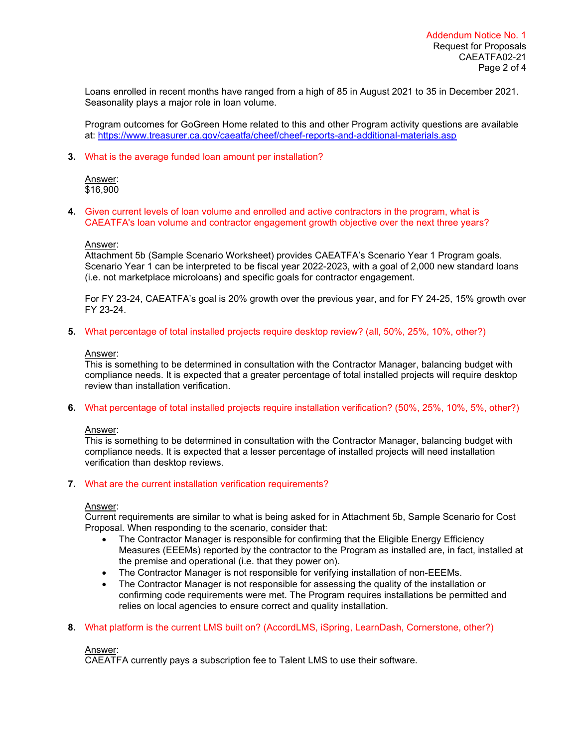Loans enrolled in recent months have ranged from a high of 85 in August 2021 to 35 in December 2021. Seasonality plays a major role in loan volume.

Program outcomes for GoGreen Home related to this and other Program activity questions are available at: [https://www.treasurer.ca.gov/caeatfa/cheef/cheef-reports-and-additional-materials.asp](https://www.treasurer.ca.gov/caeatfa/cheef/cheef-reports-and-additional-materials.asp)

3. What is the average funded loan amount per installation?

   Answer:
   $16,900

4. Given current levels of loan volume and enrolled and active contractors in the program, what is CAEATFA's loan volume and contractor engagement growth objective over the next three years?

   Answer:
   Attachment 5b (Sample Scenario Worksheet) provides CAEATFA's Scenario Year 1 Program goals. Scenario Year 1 can be interpreted to be fiscal year 2022-2023, with a goal of 2,000 new standard loans (i.e. not marketplace microloans) and specific goals for contractor engagement.

   For FY 23-24, CAEATFA's goal is 20% growth over the previous year, and for FY 24-25, 15% growth over FY 23-24.

5. What percentage of total installed projects require desktop review? (all, 50%, 25%, 10%, other?)

   Answer:
   This is something to be determined in consultation with the Contractor Manager, balancing budget with compliance needs. It is expected that a greater percentage of total installed projects will require desktop review than installation verification.

6. What percentage of total installed projects require installation verification? (50%, 25%, 10%, 5%, other?)

   Answer:
   This is something to be determined in consultation with the Contractor Manager, balancing budget with compliance needs. It is expected that a lesser percentage of installed projects will need installation verification than desktop reviews.

7. What are the current installation verification requirements?

   Answer:
   Current requirements are similar to what is being asked for in Attachment 5b, Sample Scenario for Cost Proposal. When responding to the scenario, consider that:

   - The Contractor Manager is responsible for confirming that the Eligible Energy Efficiency Measures (EEEMs) reported by the contractor to the Program as installed are, in fact, installed at the premise and operational (i.e. that they power on).
   - The Contractor Manager is not responsible for verifying installation of non-EEEMs.
   - The Contractor Manager is not responsible for assessing the quality of the installation or confirming code requirements were met. The Program requires installations be permitted and relies on local agencies to ensure correct and quality installation.

8. What platform is the current LMS built on? (AccordLMS, iSpring, LearnDash, Cornerstone, other?)

   Answer:
   CAEATFA currently pays a subscription fee to Talent LMS to use their software.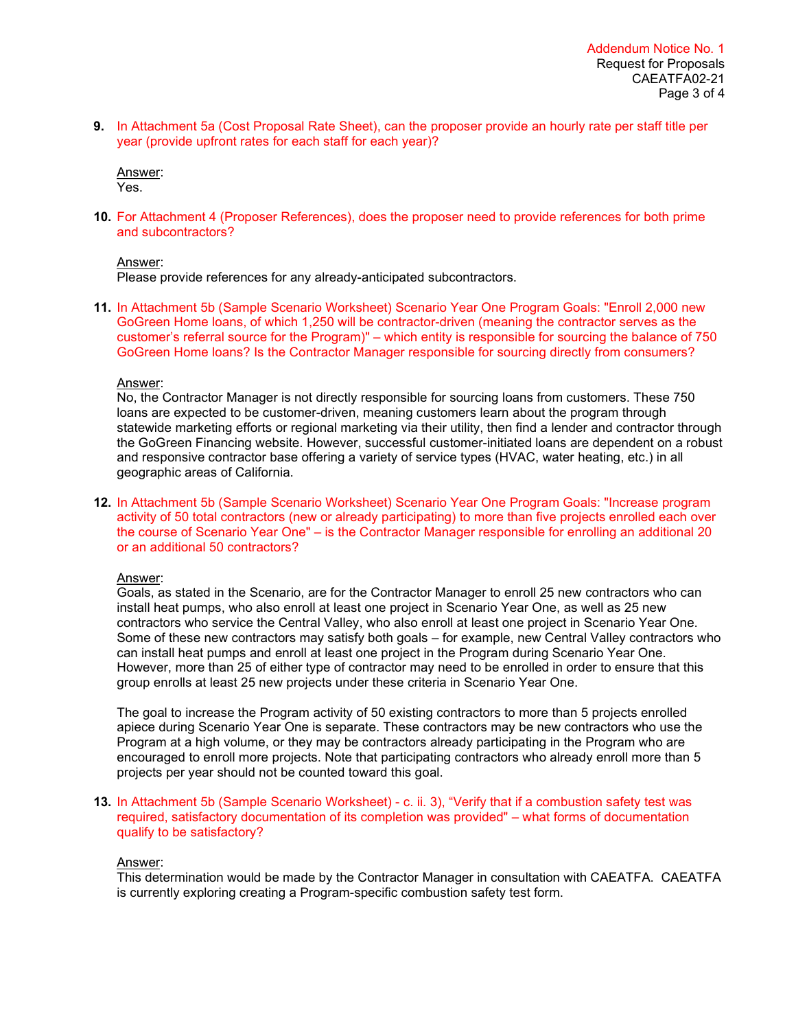**9.** In Attachment 5a (Cost Proposal Rate Sheet), can the proposer provide an hourly rate per staff title per year (provide upfront rates for each staff for each year)?

Answer:
Yes.

**10.** For Attachment 4 (Proposer References), does the proposer need to provide references for both prime and subcontractors?

Answer:
Please provide references for any already-anticipated subcontractors.

**11.** In Attachment 5b (Sample Scenario Worksheet) Scenario Year One Program Goals: "Enroll 2,000 new GoGreen Home loans, of which 1,250 will be contractor-driven (meaning the contractor serves as the customer's referral source for the Program)" – which entity is responsible for sourcing the balance of 750 GoGreen Home loans? Is the Contractor Manager responsible for sourcing directly from consumers?

Answer:
No, the Contractor Manager is not directly responsible for sourcing loans from customers. These 750 loans are expected to be customer-driven, meaning customers learn about the program through statewide marketing efforts or regional marketing via their utility, then find a lender and contractor through the GoGreen Financing website. However, successful customer-initiated loans are dependent on a robust and responsive contractor base offering a variety of service types (HVAC, water heating, etc.) in all geographic areas of California.

**12.** In Attachment 5b (Sample Scenario Worksheet) Scenario Year One Program Goals: "Increase program activity of 50 total contractors (new or already participating) to more than five projects enrolled each over the course of Scenario Year One" – is the Contractor Manager responsible for enrolling an additional 20 or an additional 50 contractors?

Answer:
Goals, as stated in the Scenario, are for the Contractor Manager to enroll 25 new contractors who can install heat pumps, who also enroll at least one project in Scenario Year One, as well as 25 new contractors who service the Central Valley, who also enroll at least one project in Scenario Year One. Some of these new contractors may satisfy both goals – for example, new Central Valley contractors who can install heat pumps and enroll at least one project in the Program during Scenario Year One. However, more than 25 of either type of contractor may need to be enrolled in order to ensure that this group enrolls at least 25 new projects under these criteria in Scenario Year One.

The goal to increase the Program activity of 50 existing contractors to more than 5 projects enrolled apiece during Scenario Year One is separate. These contractors may be new contractors who use the Program at a high volume, or they may be contractors already participating in the Program who are encouraged to enroll more projects. Note that participating contractors who already enroll more than 5 projects per year should not be counted toward this goal.

**13.** In Attachment 5b (Sample Scenario Worksheet) - c. ii. 3), "Verify that if a combustion safety test was required, satisfactory documentation of its completion was provided" – what forms of documentation qualify to be satisfactory?

Answer:
This determination would be made by the Contractor Manager in consultation with CAEATFA. CAEATFA is currently exploring creating a Program-specific combustion safety test form.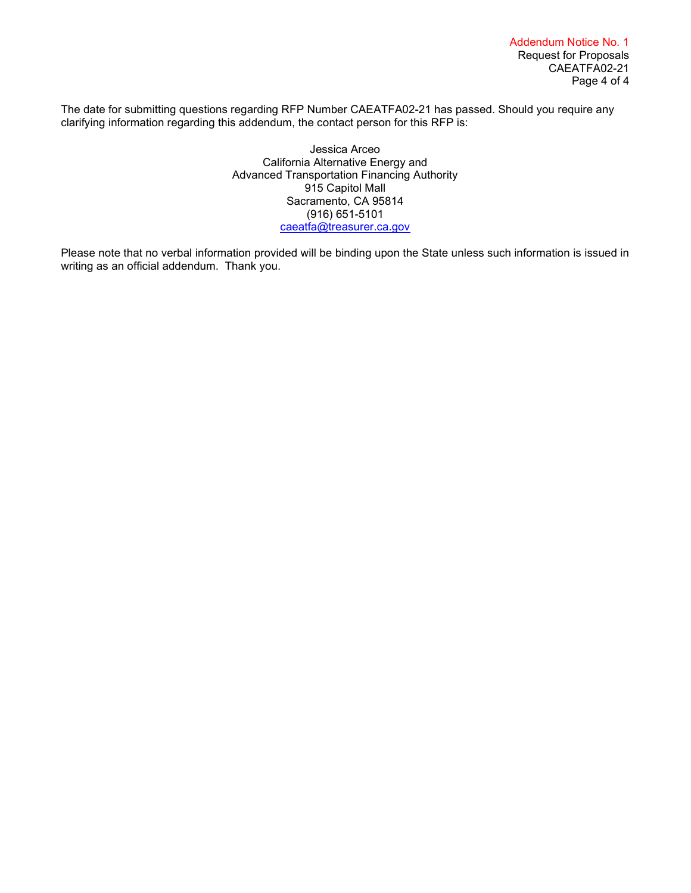The date for submitting questions regarding RFP Number CAEATFA02-21 has passed. Should you require any clarifying information regarding this addendum, the contact person for this RFP is:

Jessica Arceo
California Alternative Energy and
Advanced Transportation Financing Authority
915 Capitol Mall
Sacramento, CA 95814
(916) 651-5101
caeatfa@treasurer.ca.gov

Please note that no verbal information provided will be binding upon the State unless such information is issued in writing as an official addendum. Thank you.